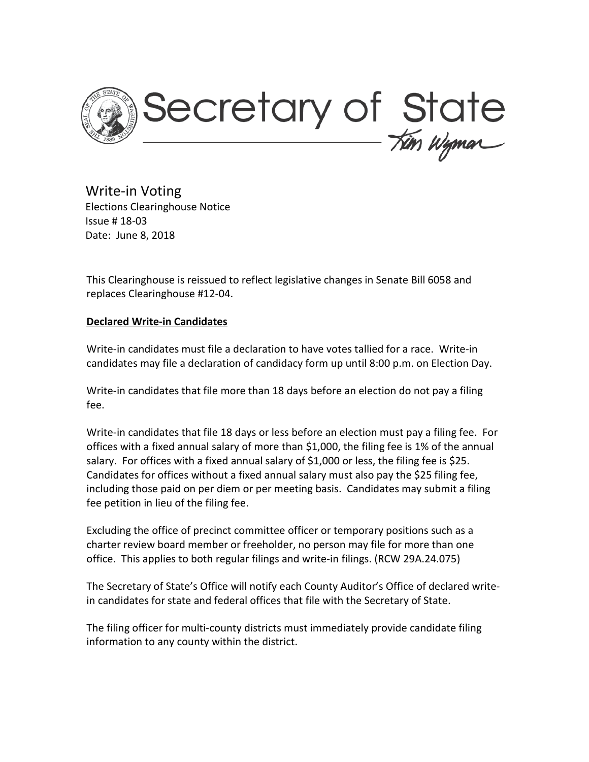# Secretary of State

## Write-in Voting

Elections Clearinghouse Notice
Issue # 18-03
Date: June 8, 2018

This Clearinghouse is reissued to reflect legislative changes in Senate Bill 6058 and replaces Clearinghouse #12-04.

**Declared Write-in Candidates**

Write-in candidates must file a declaration to have votes tallied for a race. Write-in candidates may file a declaration of candidacy form up until 8:00 p.m. on Election Day.

Write-in candidates that file more than 18 days before an election do not pay a filing fee.

Write-in candidates that file 18 days or less before an election must pay a filing fee. For offices with a fixed annual salary of more than $1,000, the filing fee is 1% of the annual salary. For offices with a fixed annual salary of $1,000 or less, the filing fee is $25. Candidates for offices without a fixed annual salary must also pay the $25 filing fee, including those paid on per diem or per meeting basis. Candidates may submit a filing fee petition in lieu of the filing fee.

Excluding the office of precinct committee officer or temporary positions such as a charter review board member or freeholder, no person may file for more than one office. This applies to both regular filings and write-in filings. (RCW 29A.24.075)

The Secretary of State's Office will notify each County Auditor's Office of declared write-in candidates for state and federal offices that file with the Secretary of State.

The filing officer for multi-county districts must immediately provide candidate filing information to any county within the district.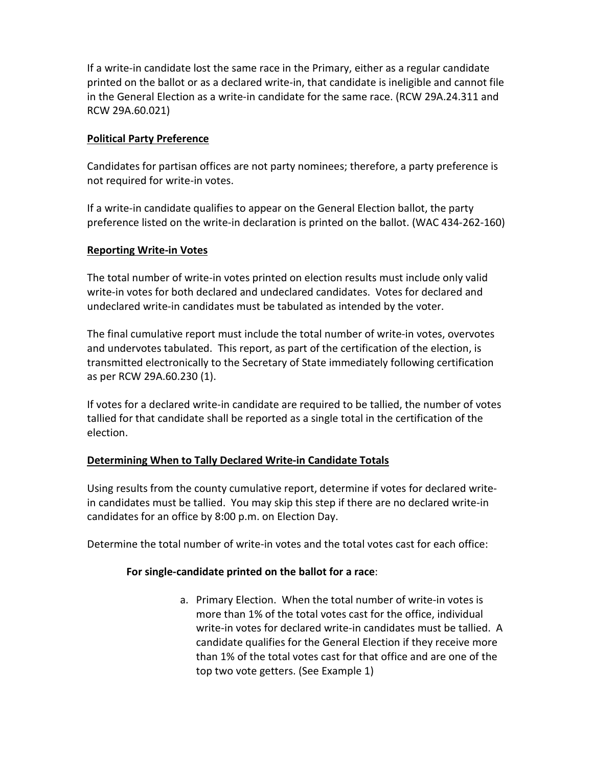If a write-in candidate lost the same race in the Primary, either as a regular candidate printed on the ballot or as a declared write-in, that candidate is ineligible and cannot file in the General Election as a write-in candidate for the same race. (RCW 29A.24.311 and RCW 29A.60.021)

## Political Party Preference

Candidates for partisan offices are not party nominees; therefore, a party preference is not required for write-in votes.

If a write-in candidate qualifies to appear on the General Election ballot, the party preference listed on the write-in declaration is printed on the ballot. (WAC 434-262-160)

## Reporting Write-in Votes

The total number of write-in votes printed on election results must include only valid write-in votes for both declared and undeclared candidates. Votes for declared and undeclared write-in candidates must be tabulated as intended by the voter.

The final cumulative report must include the total number of write-in votes, overvotes and undervotes tabulated. This report, as part of the certification of the election, is transmitted electronically to the Secretary of State immediately following certification as per RCW 29A.60.230 (1).

If votes for a declared write-in candidate are required to be tallied, the number of votes tallied for that candidate shall be reported as a single total in the certification of the election.

## Determining When to Tally Declared Write-in Candidate Totals

Using results from the county cumulative report, determine if votes for declared write-in candidates must be tallied. You may skip this step if there are no declared write-in candidates for an office by 8:00 p.m. on Election Day.

Determine the total number of write-in votes and the total votes cast for each office:

**For single-candidate printed on the ballot for a race**:

a. Primary Election. When the total number of write-in votes is more than 1% of the total votes cast for the office, individual write-in votes for declared write-in candidates must be tallied. A candidate qualifies for the General Election if they receive more than 1% of the total votes cast for that office and are one of the top two vote getters. (See Example 1)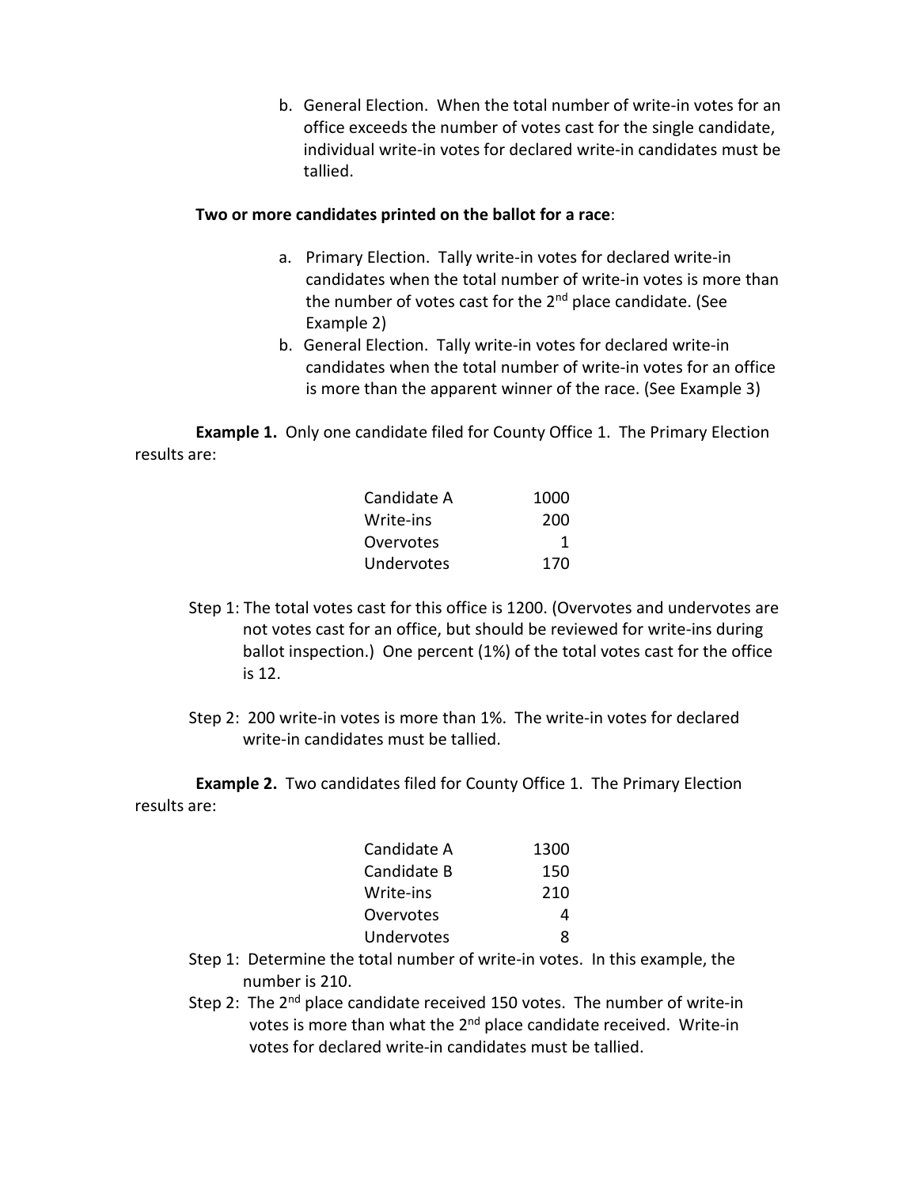b. General Election. When the total number of write-in votes for an office exceeds the number of votes cast for the single candidate, individual write-in votes for declared write-in candidates must be tallied.

**Two or more candidates printed on the ballot for a race**:

a. Primary Election. Tally write-in votes for declared write-in candidates when the total number of write-in votes is more than the number of votes cast for the 2nd place candidate. (See Example 2)
b. General Election. Tally write-in votes for declared write-in candidates when the total number of write-in votes for an office is more than the apparent winner of the race. (See Example 3)

**Example 1.** Only one candidate filed for County Office 1. The Primary Election results are:

| | |
|---|---|
| Candidate A | 1000 |
| Write-ins | 200 |
| Overvotes | 1 |
| Undervotes | 170 |

Step 1: The total votes cast for this office is 1200. (Overvotes and undervotes are not votes cast for an office, but should be reviewed for write-ins during ballot inspection.) One percent (1%) of the total votes cast for the office is 12.

Step 2: 200 write-in votes is more than 1%. The write-in votes for declared write-in candidates must be tallied.

**Example 2.** Two candidates filed for County Office 1. The Primary Election results are:

| | |
|---|---|
| Candidate A | 1300 |
| Candidate B | 150 |
| Write-ins | 210 |
| Overvotes | 4 |
| Undervotes | 8 |

Step 1: Determine the total number of write-in votes. In this example, the number is 210.

Step 2: The 2nd place candidate received 150 votes. The number of write-in votes is more than what the 2nd place candidate received. Write-in votes for declared write-in candidates must be tallied.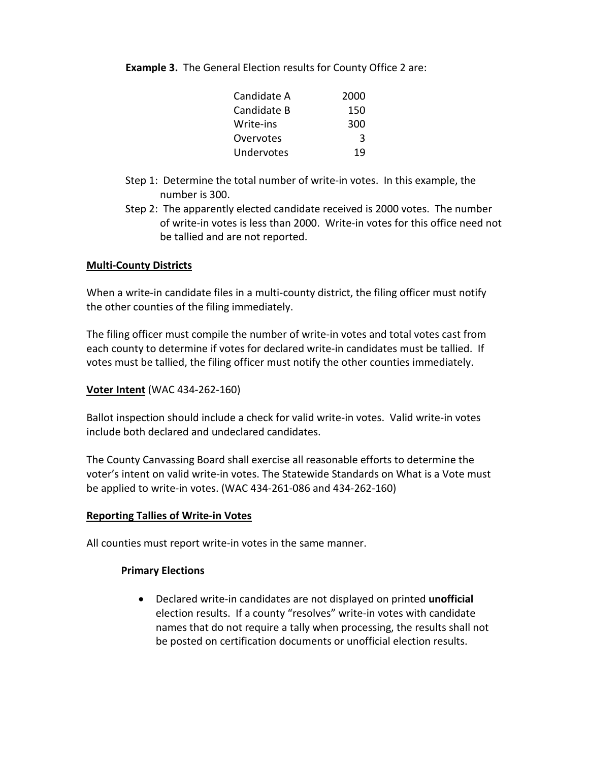**Example 3.** The General Election results for County Office 2 are:

| | |
|---|---|
| Candidate A | 2000 |
| Candidate B | 150 |
| Write-ins | 300 |
| Overvotes | 3 |
| Undervotes | 19 |

Step 1: Determine the total number of write-in votes. In this example, the number is 300.

Step 2: The apparently elected candidate received is 2000 votes. The number of write-in votes is less than 2000. Write-in votes for this office need not be tallied and are not reported.

**Multi-County Districts**

When a write-in candidate files in a multi-county district, the filing officer must notify the other counties of the filing immediately.

The filing officer must compile the number of write-in votes and total votes cast from each county to determine if votes for declared write-in candidates must be tallied. If votes must be tallied, the filing officer must notify the other counties immediately.

**Voter Intent** (WAC 434-262-160)

Ballot inspection should include a check for valid write-in votes. Valid write-in votes include both declared and undeclared candidates.

The County Canvassing Board shall exercise all reasonable efforts to determine the voter's intent on valid write-in votes. The Statewide Standards on What is a Vote must be applied to write-in votes. (WAC 434-261-086 and 434-262-160)

**Reporting Tallies of Write-in Votes**

All counties must report write-in votes in the same manner.

**Primary Elections**

- Declared write-in candidates are not displayed on printed **unofficial** election results. If a county "resolves" write-in votes with candidate names that do not require a tally when processing, the results shall not be posted on certification documents or unofficial election results.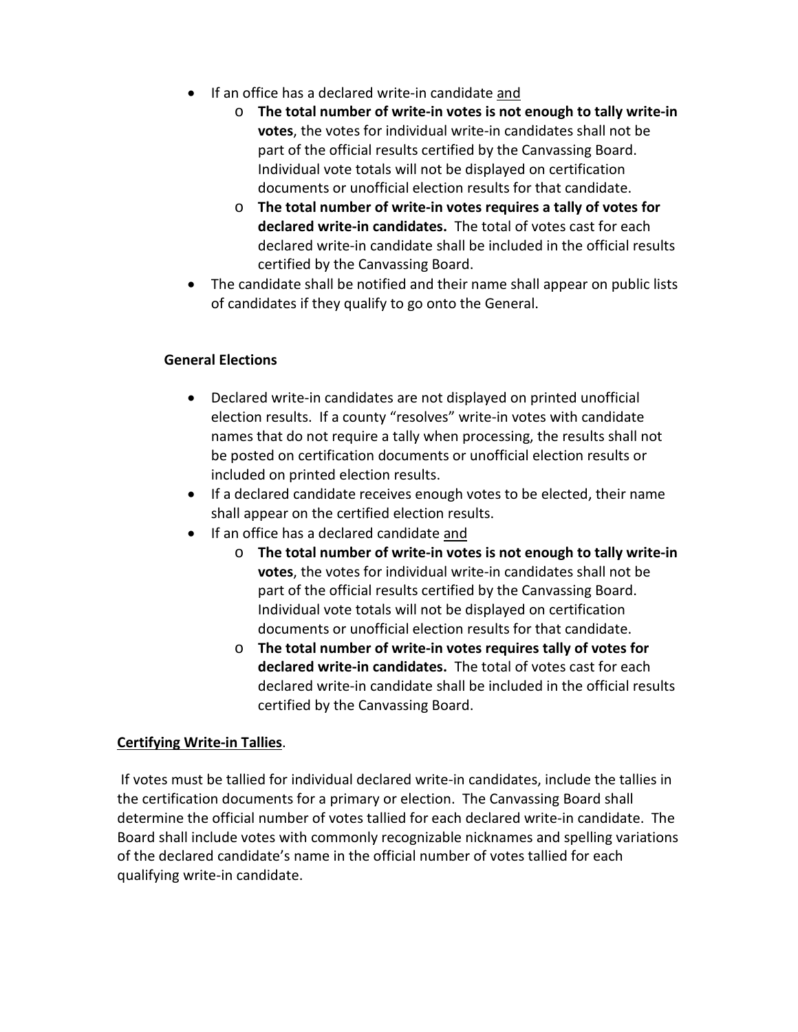- If an office has a declared write-in candidate <u>and</u>
  - **The total number of write-in votes is not enough to tally write-in votes**, the votes for individual write-in candidates shall not be part of the official results certified by the Canvassing Board. Individual vote totals will not be displayed on certification documents or unofficial election results for that candidate.
  - **The total number of write-in votes requires a tally of votes for declared write-in candidates.** The total of votes cast for each declared write-in candidate shall be included in the official results certified by the Canvassing Board.
- The candidate shall be notified and their name shall appear on public lists of candidates if they qualify to go onto the General.

**General Elections**

- Declared write-in candidates are not displayed on printed unofficial election results. If a county "resolves" write-in votes with candidate names that do not require a tally when processing, the results shall not be posted on certification documents or unofficial election results or included on printed election results.
- If a declared candidate receives enough votes to be elected, their name shall appear on the certified election results.
- If an office has a declared candidate <u>and</u>
  - **The total number of write-in votes is not enough to tally write-in votes**, the votes for individual write-in candidates shall not be part of the official results certified by the Canvassing Board. Individual vote totals will not be displayed on certification documents or unofficial election results for that candidate.
  - **The total number of write-in votes requires tally of votes for declared write-in candidates.** The total of votes cast for each declared write-in candidate shall be included in the official results certified by the Canvassing Board.

**<u>Certifying Write-in Tallies</u>**.

If votes must be tallied for individual declared write-in candidates, include the tallies in the certification documents for a primary or election. The Canvassing Board shall determine the official number of votes tallied for each declared write-in candidate. The Board shall include votes with commonly recognizable nicknames and spelling variations of the declared candidate's name in the official number of votes tallied for each qualifying write-in candidate.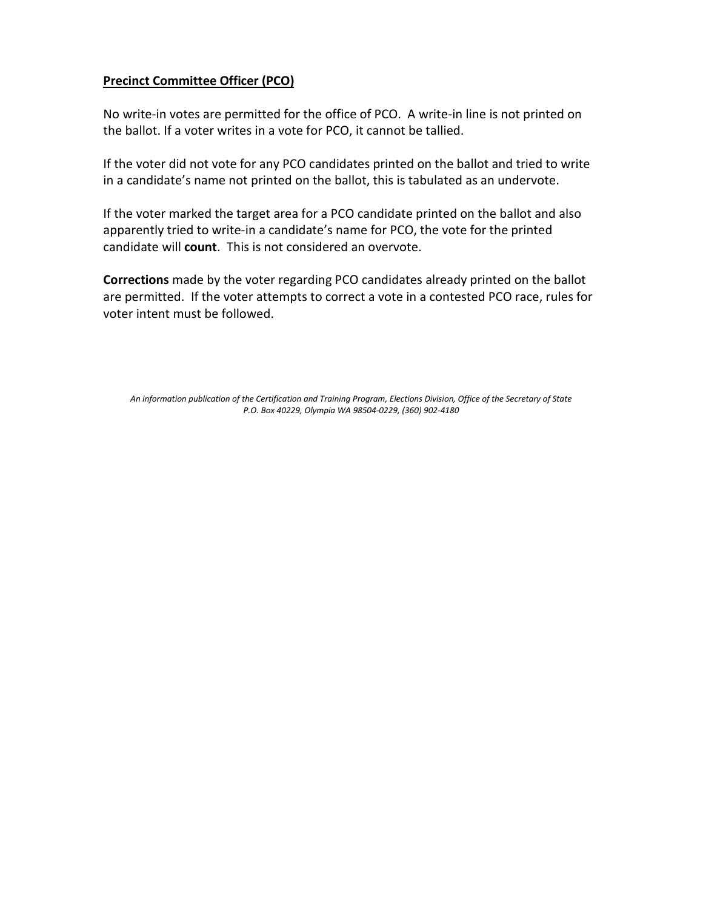**Precinct Committee Officer (PCO)**

No write-in votes are permitted for the office of PCO. A write-in line is not printed on the ballot. If a voter writes in a vote for PCO, it cannot be tallied.

If the voter did not vote for any PCO candidates printed on the ballot and tried to write in a candidate's name not printed on the ballot, this is tabulated as an undervote.

If the voter marked the target area for a PCO candidate printed on the ballot and also apparently tried to write-in a candidate's name for PCO, the vote for the printed candidate will **count**. This is not considered an overvote.

**Corrections** made by the voter regarding PCO candidates already printed on the ballot are permitted. If the voter attempts to correct a vote in a contested PCO race, rules for voter intent must be followed.

*An information publication of the Certification and Training Program, Elections Division, Office of the Secretary of State*
*P.O. Box 40229, Olympia WA 98504-0229, (360) 902-4180*